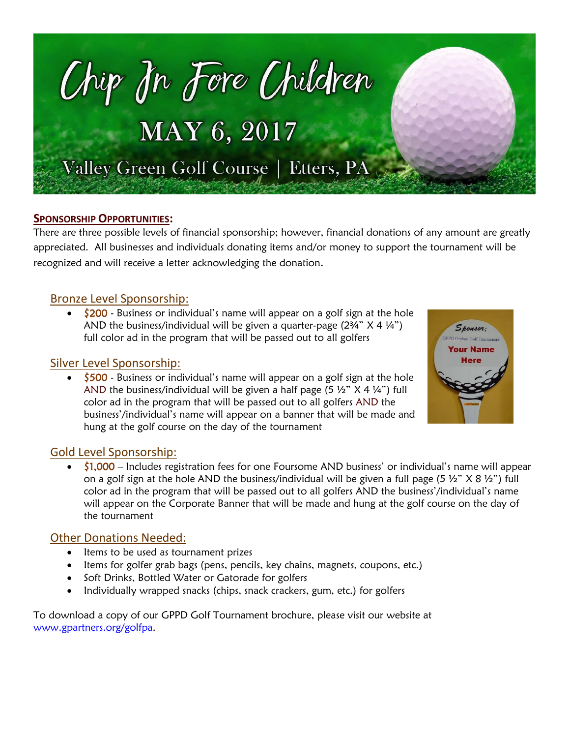# Chip In Fore Children

## MAY 6, 2017

Valley Green Golf Course | Etters, PA

**SPONSORSHIP OPPORTUNITIES:**

There are three possible levels of financial sponsorship; however, financial donations of any amount are greatly appreciated. All businesses and individuals donating items and/or money to support the tournament will be recognized and will receive a letter acknowledging the donation.

### Bronze Level Sponsorship:

- $200 - Business or individual's name will appear on a golf sign at the hole AND the business/individual will be given a quarter-page (2¾" X 4 ¼") full color ad in the program that will be passed out to all golfers

### Silver Level Sponsorship:

- $500 - Business or individual's name will appear on a golf sign at the hole AND the business/individual will be given a half page (5 ½" X 4 ¼") full color ad in the program that will be passed out to all golfers AND the business'/individual's name will appear on a banner that will be made and hung at the golf course on the day of the tournament

### Gold Level Sponsorship:

- $1,000 – Includes registration fees for one Foursome AND business' or individual's name will appear on a golf sign at the hole AND the business/individual will be given a full page (5 ½" X 8 ½") full color ad in the program that will be passed out to all golfers AND the business'/individual's name will appear on the Corporate Banner that will be made and hung at the golf course on the day of the tournament

### Other Donations Needed:

- Items to be used as tournament prizes
- Items for golfer grab bags (pens, pencils, key chains, magnets, coupons, etc.)
- Soft Drinks, Bottled Water or Gatorade for golfers
- Individually wrapped snacks (chips, snack crackers, gum, etc.) for golfers

To download a copy of our GPPD Golf Tournament brochure, please visit our website at www.gpartners.org/golfpa.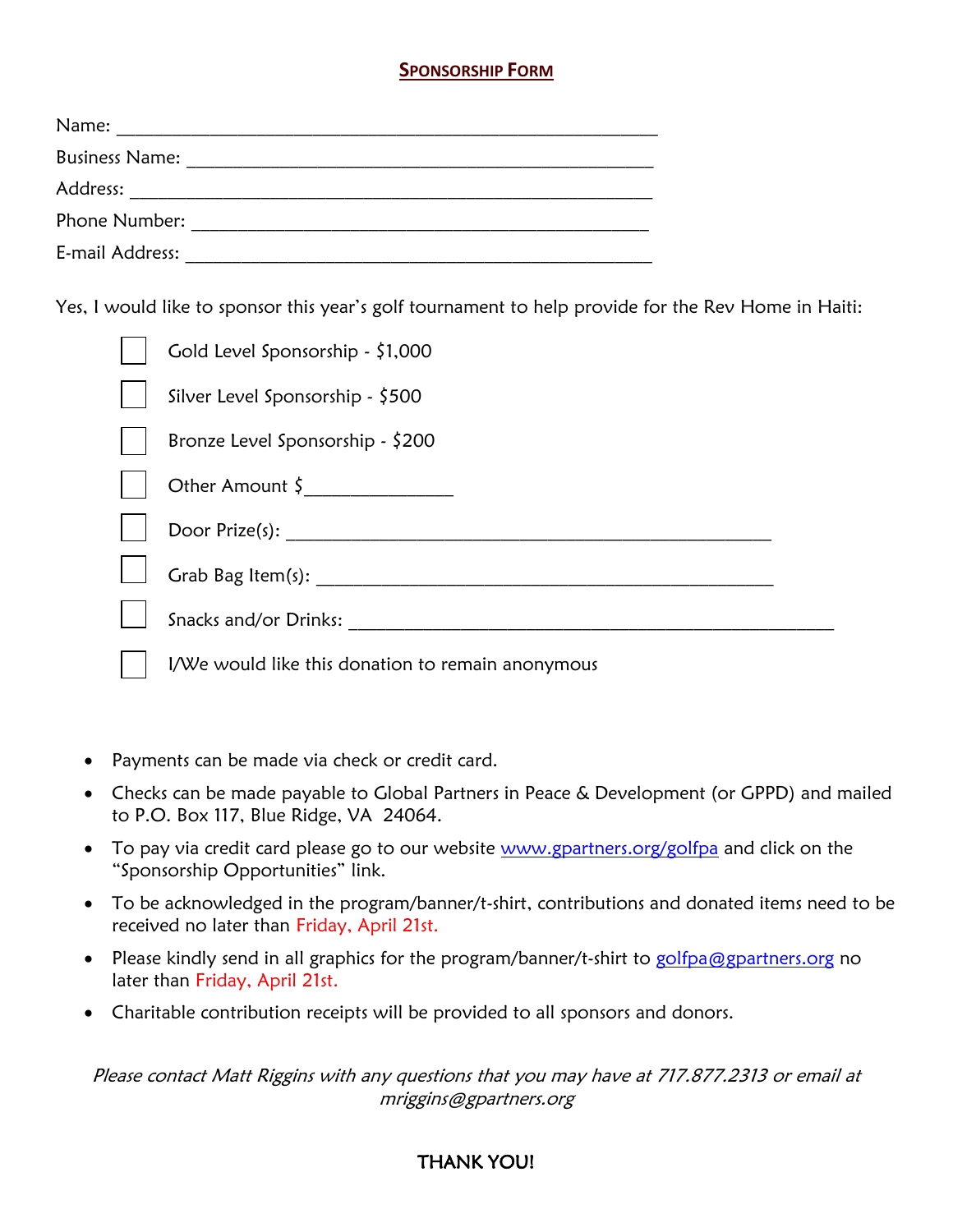## SPONSORSHIP FORM

Name: ____________________________________________________________

Business Name: ___________________________________________________

Address: _________________________________________________________

Phone Number: ___________________________________________________

E-mail Address: __________________________________________________

Yes, I would like to sponsor this year's golf tournament to help provide for the Rev Home in Haiti:

- ☐ Gold Level Sponsorship - $1,000
- ☐ Silver Level Sponsorship - $500
- ☐ Bronze Level Sponsorship - $200
- ☐ Other Amount $_______________
- ☐ Door Prize(s): _____________________________________________________
- ☐ Grab Bag Item(s): _________________________________________________
- ☐ Snacks and/or Drinks: ______________________________________________________
- ☐ I/We would like this donation to remain anonymous

- Payments can be made via check or credit card.
- Checks can be made payable to Global Partners in Peace & Development (or GPPD) and mailed to P.O. Box 117, Blue Ridge, VA 24064.
- To pay via credit card please go to our website www.gpartners.org/golfpa and click on the "Sponsorship Opportunities" link.
- To be acknowledged in the program/banner/t-shirt, contributions and donated items need to be received no later than Friday, April 21st.
- Please kindly send in all graphics for the program/banner/t-shirt to golfpa@gpartners.org no later than Friday, April 21st.
- Charitable contribution receipts will be provided to all sponsors and donors.

*Please contact Matt Riggins with any questions that you may have at 717.877.2313 or email at mriggins@gpartners.org*

**THANK YOU!**